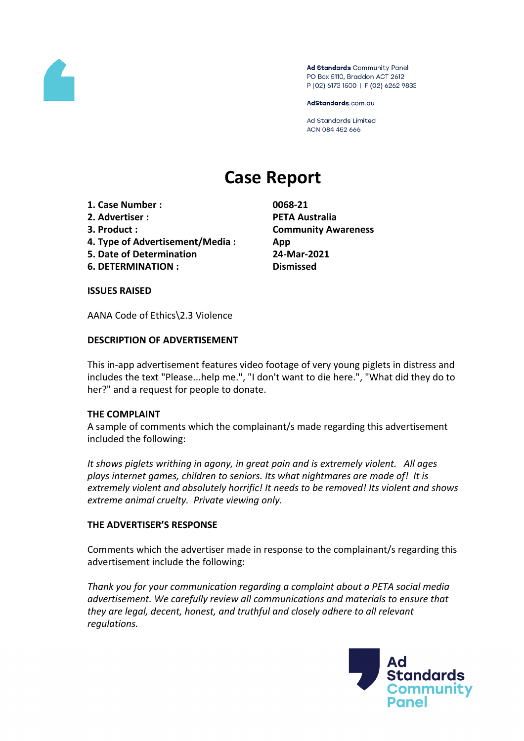Ad Standards Community Panel
PO Box 5110, Braddon ACT 2612
P (02) 6173 1500 | F (02) 6262 9833

AdStandards.com.au

Ad Standards Limited
ACN 084 452 666

# Case Report

| | |
|---|---|
| **1. Case Number :** | **0068-21** |
| **2. Advertiser :** | **PETA Australia** |
| **3. Product :** | **Community Awareness** |
| **4. Type of Advertisement/Media :** | **App** |
| **5. Date of Determination** | **24-Mar-2021** |
| **6. DETERMINATION :** | **Dismissed** |

**ISSUES RAISED**

AANA Code of Ethics\2.3 Violence

**DESCRIPTION OF ADVERTISEMENT**

This in-app advertisement features video footage of very young piglets in distress and includes the text "Please...help me.", "I don't want to die here.", "What did they do to her?" and a request for people to donate.

**THE COMPLAINT**

A sample of comments which the complainant/s made regarding this advertisement included the following:

*It shows piglets writhing in agony, in great pain and is extremely violent. All ages plays internet games, children to seniors. Its what nightmares are made of! It is extremely violent and absolutely horrific! It needs to be removed! Its violent and shows extreme animal cruelty. Private viewing only.*

**THE ADVERTISER'S RESPONSE**

Comments which the advertiser made in response to the complainant/s regarding this advertisement include the following:

*Thank you for your communication regarding a complaint about a PETA social media advertisement. We carefully review all communications and materials to ensure that they are legal, decent, honest, and truthful and closely adhere to all relevant regulations.*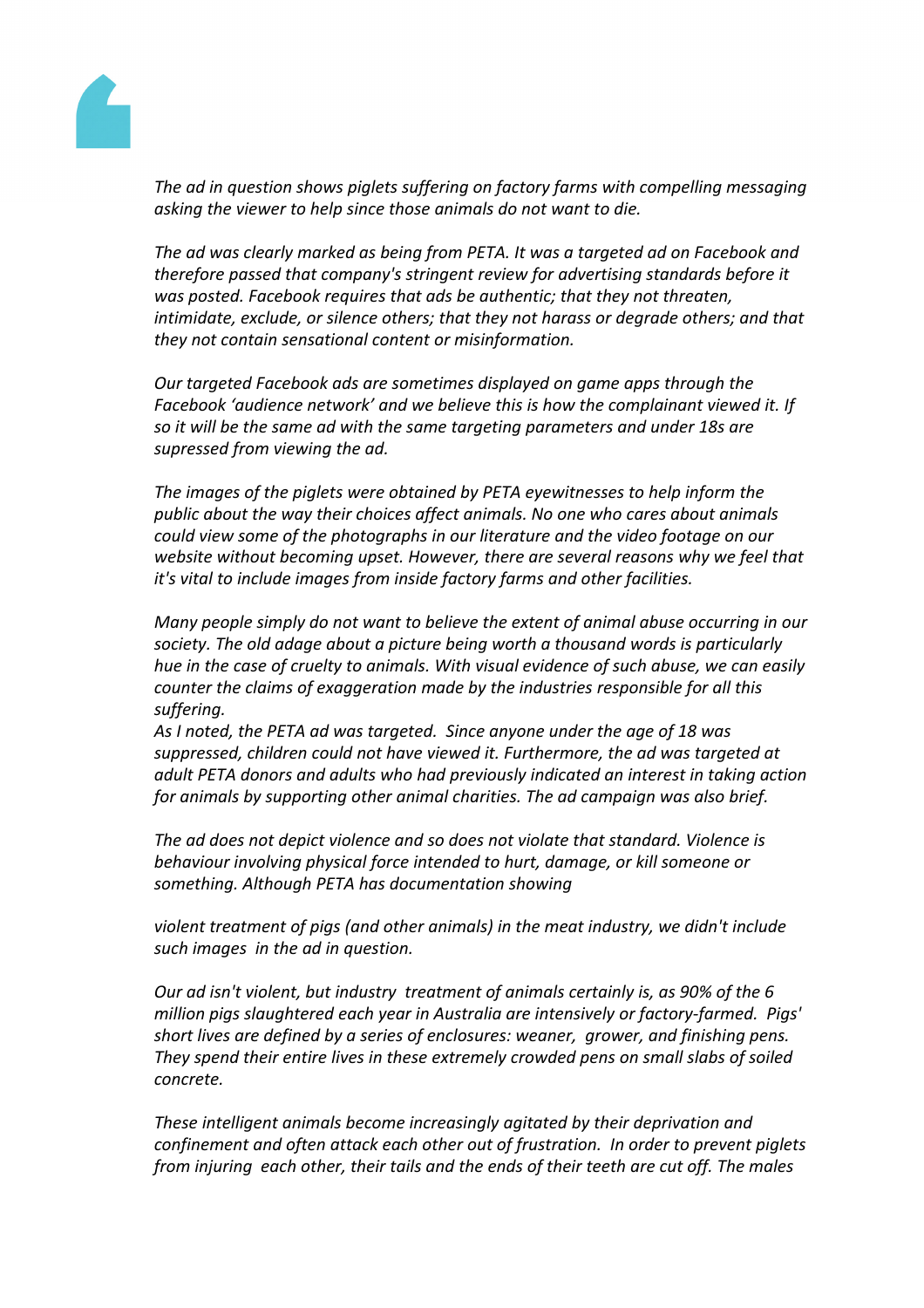*The ad in question shows piglets suffering on factory farms with compelling messaging asking the viewer to help since those animals do not want to die.*

*The ad was clearly marked as being from PETA. It was a targeted ad on Facebook and therefore passed that company's stringent review for advertising standards before it was posted. Facebook requires that ads be authentic; that they not threaten, intimidate, exclude, or silence others; that they not harass or degrade others; and that they not contain sensational content or misinformation.*

*Our targeted Facebook ads are sometimes displayed on game apps through the Facebook 'audience network' and we believe this is how the complainant viewed it. If so it will be the same ad with the same targeting parameters and under 18s are supressed from viewing the ad.*

*The images of the piglets were obtained by PETA eyewitnesses to help inform the public about the way their choices affect animals. No one who cares about animals could view some of the photographs in our literature and the video footage on our website without becoming upset. However, there are several reasons why we feel that it's vital to include images from inside factory farms and other facilities.*

*Many people simply do not want to believe the extent of animal abuse occurring in our society. The old adage about a picture being worth a thousand words is particularly hue in the case of cruelty to animals. With visual evidence of such abuse, we can easily counter the claims of exaggeration made by the industries responsible for all this suffering.*
*As I noted, the PETA ad was targeted. Since anyone under the age of 18 was suppressed, children could not have viewed it. Furthermore, the ad was targeted at adult PETA donors and adults who had previously indicated an interest in taking action for animals by supporting other animal charities. The ad campaign was also brief.*

*The ad does not depict violence and so does not violate that standard. Violence is behaviour involving physical force intended to hurt, damage, or kill someone or something. Although PETA has documentation showing violent treatment of pigs (and other animals) in the meat industry, we didn't include such images in the ad in question.*

*Our ad isn't violent, but industry treatment of animals certainly is, as 90% of the 6 million pigs slaughtered each year in Australia are intensively or factory-farmed. Pigs' short lives are defined by a series of enclosures: weaner, grower, and finishing pens. They spend their entire lives in these extremely crowded pens on small slabs of soiled concrete.*

*These intelligent animals become increasingly agitated by their deprivation and confinement and often attack each other out of frustration. In order to prevent piglets from injuring each other, their tails and the ends of their teeth are cut off. The males*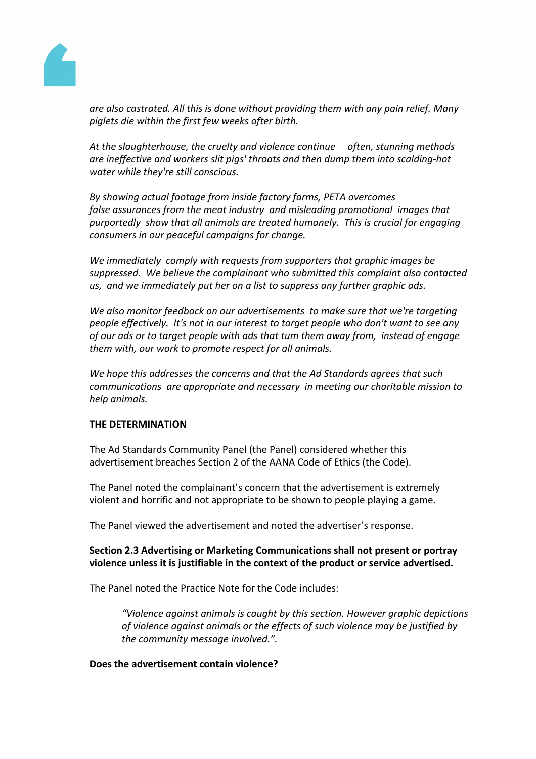*are also castrated. All this is done without providing them with any pain relief. Many piglets die within the first few weeks after birth.*

*At the slaughterhouse, the cruelty and violence continue   often, stunning methods are ineffective and workers slit pigs' throats and then dump them into scalding-hot water while they're still conscious.*

*By showing actual footage from inside factory farms, PETA overcomes false assurances from the meat industry  and misleading promotional  images that purportedly  show that all animals are treated humanely.  This is crucial for engaging consumers in our peaceful campaigns for change.*

*We immediately  comply with requests from supporters that graphic images be suppressed.  We believe the complainant who submitted this complaint also contacted us,  and we immediately put her on a list to suppress any further graphic ads.*

*We also monitor feedback on our advertisements  to make sure that we're targeting people effectively.  It's not in our interest to target people who don't want to see any of our ads or to target people with ads that tum them away from,  instead of engage them with, our work to promote respect for all animals.*

*We hope this addresses the concerns and that the Ad Standards agrees that such communications  are appropriate and necessary  in meeting our charitable mission to help animals.*

**THE DETERMINATION**

The Ad Standards Community Panel (the Panel) considered whether this advertisement breaches Section 2 of the AANA Code of Ethics (the Code).

The Panel noted the complainant's concern that the advertisement is extremely violent and horrific and not appropriate to be shown to people playing a game.

The Panel viewed the advertisement and noted the advertiser's response.

**Section 2.3 Advertising or Marketing Communications shall not present or portray violence unless it is justifiable in the context of the product or service advertised.**

The Panel noted the Practice Note for the Code includes:

> *"Violence against animals is caught by this section. However graphic depictions of violence against animals or the effects of such violence may be justified by the community message involved.".*

**Does the advertisement contain violence?**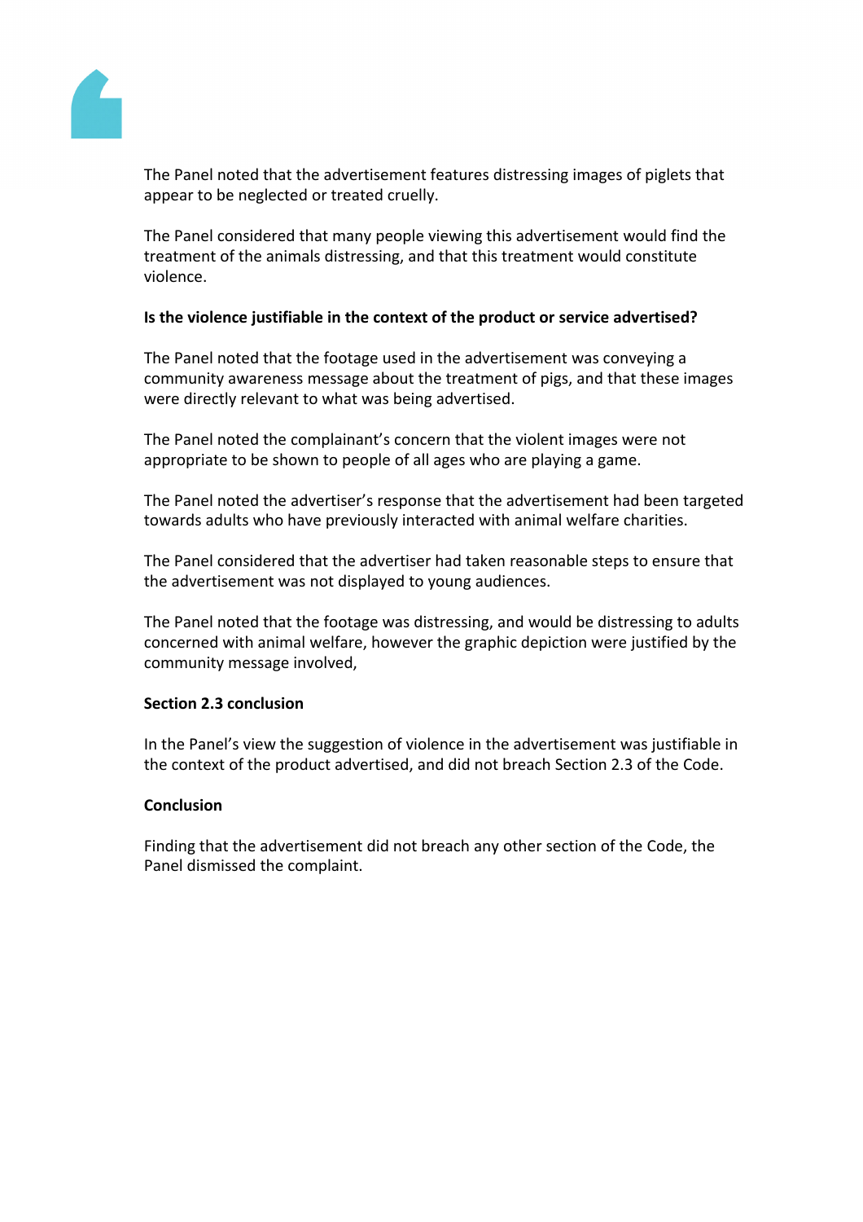The Panel noted that the advertisement features distressing images of piglets that appear to be neglected or treated cruelly.

The Panel considered that many people viewing this advertisement would find the treatment of the animals distressing, and that this treatment would constitute violence.

**Is the violence justifiable in the context of the product or service advertised?**

The Panel noted that the footage used in the advertisement was conveying a community awareness message about the treatment of pigs, and that these images were directly relevant to what was being advertised.

The Panel noted the complainant's concern that the violent images were not appropriate to be shown to people of all ages who are playing a game.

The Panel noted the advertiser's response that the advertisement had been targeted towards adults who have previously interacted with animal welfare charities.

The Panel considered that the advertiser had taken reasonable steps to ensure that the advertisement was not displayed to young audiences.

The Panel noted that the footage was distressing, and would be distressing to adults concerned with animal welfare, however the graphic depiction were justified by the community message involved,

**Section 2.3 conclusion**

In the Panel's view the suggestion of violence in the advertisement was justifiable in the context of the product advertised, and did not breach Section 2.3 of the Code.

**Conclusion**

Finding that the advertisement did not breach any other section of the Code, the Panel dismissed the complaint.